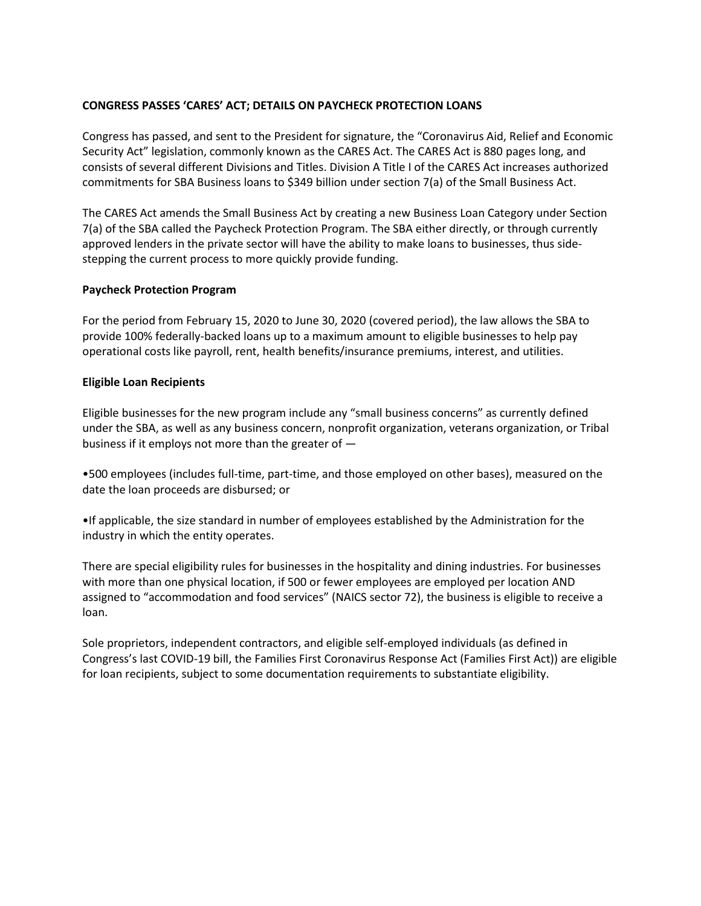**CONGRESS PASSES 'CARES' ACT; DETAILS ON PAYCHECK PROTECTION LOANS**

Congress has passed, and sent to the President for signature, the "Coronavirus Aid, Relief and Economic Security Act" legislation, commonly known as the CARES Act. The CARES Act is 880 pages long, and consists of several different Divisions and Titles. Division A Title I of the CARES Act increases authorized commitments for SBA Business loans to $349 billion under section 7(a) of the Small Business Act.

The CARES Act amends the Small Business Act by creating a new Business Loan Category under Section 7(a) of the SBA called the Paycheck Protection Program. The SBA either directly, or through currently approved lenders in the private sector will have the ability to make loans to businesses, thus side-stepping the current process to more quickly provide funding.

**Paycheck Protection Program**

For the period from February 15, 2020 to June 30, 2020 (covered period), the law allows the SBA to provide 100% federally-backed loans up to a maximum amount to eligible businesses to help pay operational costs like payroll, rent, health benefits/insurance premiums, interest, and utilities.

**Eligible Loan Recipients**

Eligible businesses for the new program include any "small business concerns" as currently defined under the SBA, as well as any business concern, nonprofit organization, veterans organization, or Tribal business if it employs not more than the greater of —

- 500 employees (includes full-time, part-time, and those employed on other bases), measured on the date the loan proceeds are disbursed; or

- If applicable, the size standard in number of employees established by the Administration for the industry in which the entity operates.

There are special eligibility rules for businesses in the hospitality and dining industries. For businesses with more than one physical location, if 500 or fewer employees are employed per location AND assigned to "accommodation and food services" (NAICS sector 72), the business is eligible to receive a loan.

Sole proprietors, independent contractors, and eligible self-employed individuals (as defined in Congress's last COVID-19 bill, the Families First Coronavirus Response Act (Families First Act)) are eligible for loan recipients, subject to some documentation requirements to substantiate eligibility.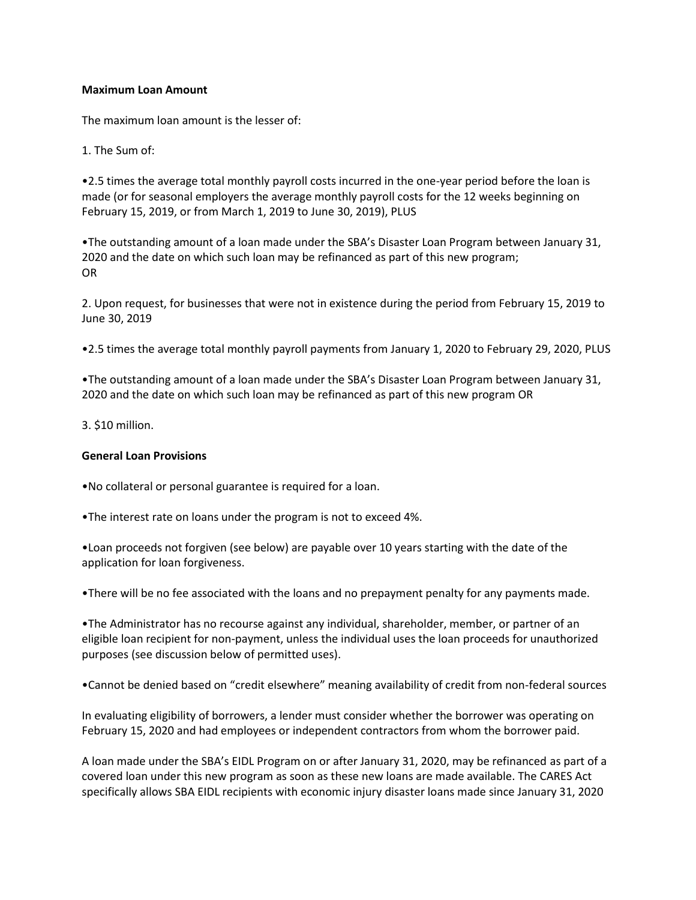**Maximum Loan Amount**

The maximum loan amount is the lesser of:

1. The Sum of:

•2.5 times the average total monthly payroll costs incurred in the one-year period before the loan is made (or for seasonal employers the average monthly payroll costs for the 12 weeks beginning on February 15, 2019, or from March 1, 2019 to June 30, 2019), PLUS

•The outstanding amount of a loan made under the SBA's Disaster Loan Program between January 31, 2020 and the date on which such loan may be refinanced as part of this new program;
OR

2. Upon request, for businesses that were not in existence during the period from February 15, 2019 to June 30, 2019

•2.5 times the average total monthly payroll payments from January 1, 2020 to February 29, 2020, PLUS

•The outstanding amount of a loan made under the SBA's Disaster Loan Program between January 31, 2020 and the date on which such loan may be refinanced as part of this new program OR

3. $10 million.

**General Loan Provisions**

•No collateral or personal guarantee is required for a loan.

•The interest rate on loans under the program is not to exceed 4%.

•Loan proceeds not forgiven (see below) are payable over 10 years starting with the date of the application for loan forgiveness.

•There will be no fee associated with the loans and no prepayment penalty for any payments made.

•The Administrator has no recourse against any individual, shareholder, member, or partner of an eligible loan recipient for non-payment, unless the individual uses the loan proceeds for unauthorized purposes (see discussion below of permitted uses).

•Cannot be denied based on "credit elsewhere" meaning availability of credit from non-federal sources

In evaluating eligibility of borrowers, a lender must consider whether the borrower was operating on February 15, 2020 and had employees or independent contractors from whom the borrower paid.

A loan made under the SBA's EIDL Program on or after January 31, 2020, may be refinanced as part of a covered loan under this new program as soon as these new loans are made available. The CARES Act specifically allows SBA EIDL recipients with economic injury disaster loans made since January 31, 2020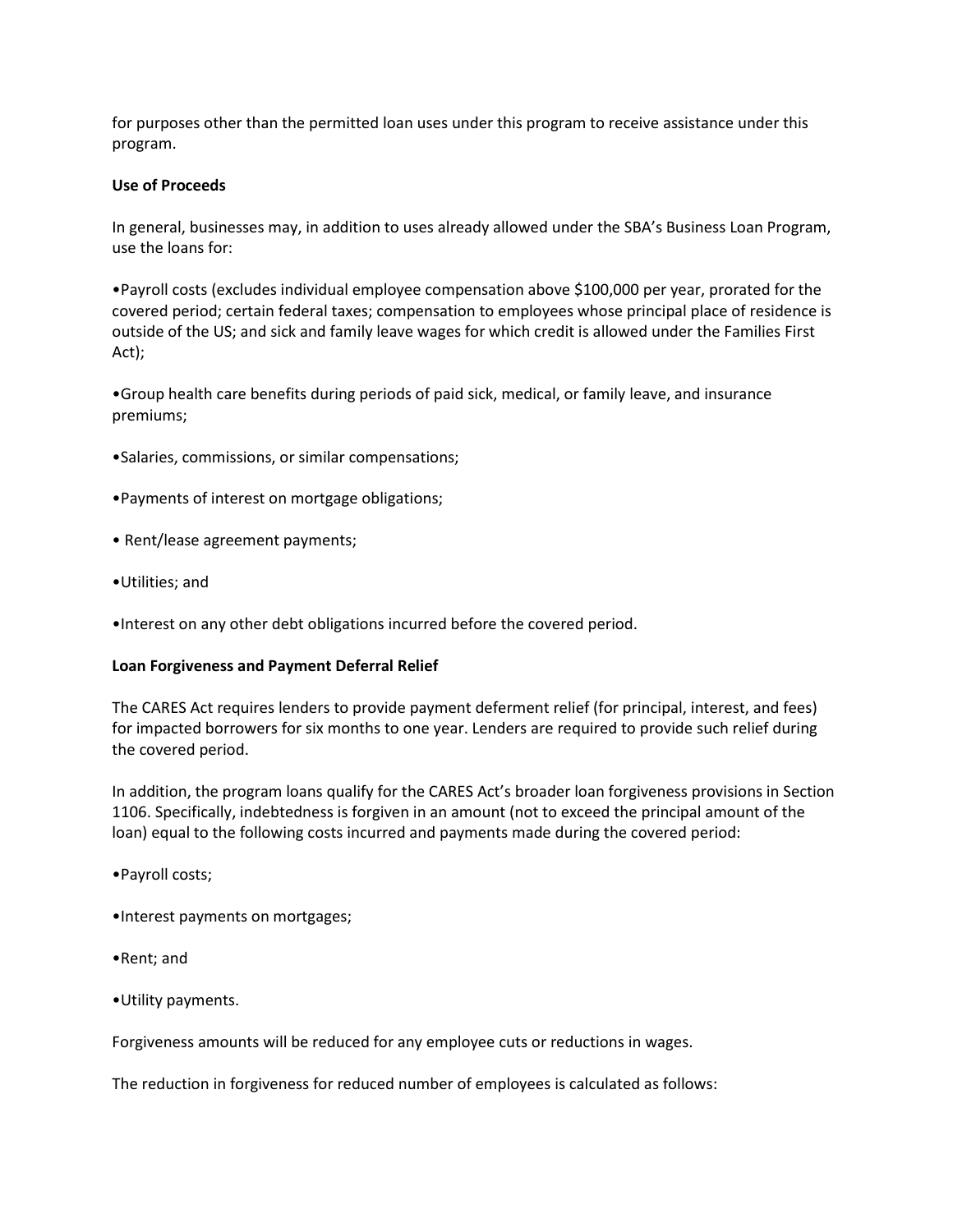for purposes other than the permitted loan uses under this program to receive assistance under this program.

**Use of Proceeds**

In general, businesses may, in addition to uses already allowed under the SBA's Business Loan Program, use the loans for:

•Payroll costs (excludes individual employee compensation above $100,000 per year, prorated for the covered period; certain federal taxes; compensation to employees whose principal place of residence is outside of the US; and sick and family leave wages for which credit is allowed under the Families First Act);

•Group health care benefits during periods of paid sick, medical, or family leave, and insurance premiums;

•Salaries, commissions, or similar compensations;

•Payments of interest on mortgage obligations;

• Rent/lease agreement payments;

•Utilities; and

•Interest on any other debt obligations incurred before the covered period.

**Loan Forgiveness and Payment Deferral Relief**

The CARES Act requires lenders to provide payment deferment relief (for principal, interest, and fees) for impacted borrowers for six months to one year. Lenders are required to provide such relief during the covered period.

In addition, the program loans qualify for the CARES Act's broader loan forgiveness provisions in Section 1106. Specifically, indebtedness is forgiven in an amount (not to exceed the principal amount of the loan) equal to the following costs incurred and payments made during the covered period:

•Payroll costs;

•Interest payments on mortgages;

•Rent; and

•Utility payments.

Forgiveness amounts will be reduced for any employee cuts or reductions in wages.

The reduction in forgiveness for reduced number of employees is calculated as follows: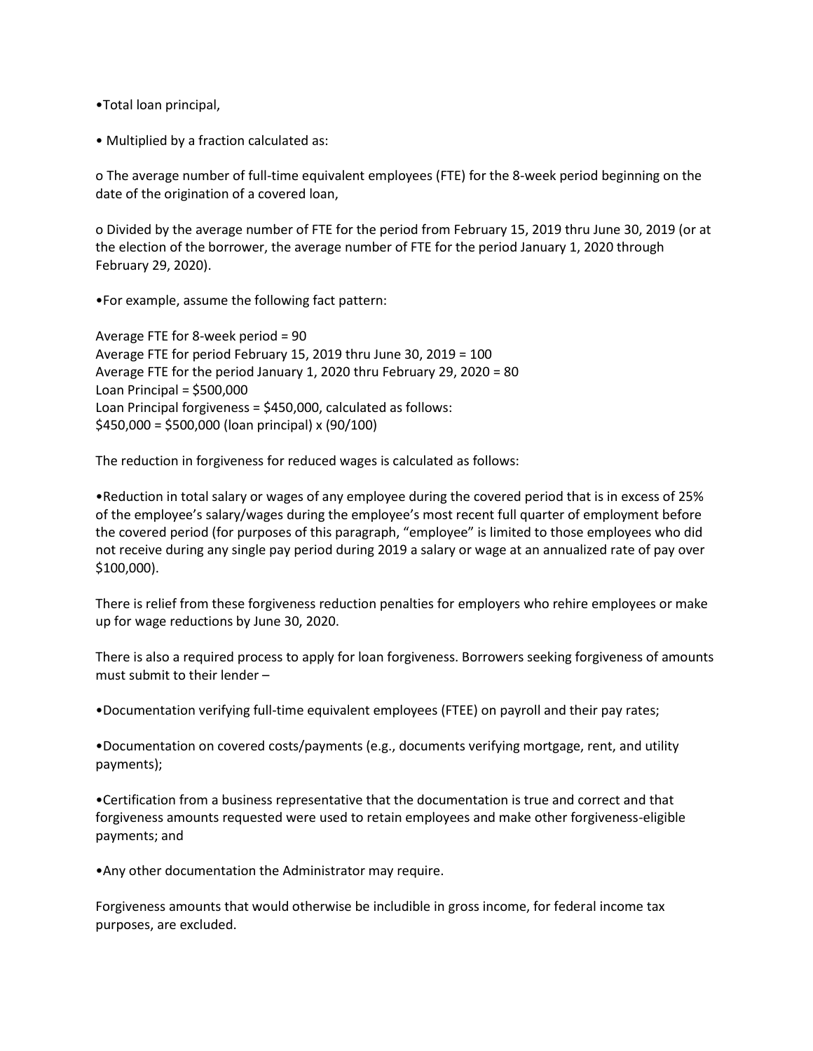- Total loan principal,
- Multiplied by a fraction calculated as:
  - The average number of full-time equivalent employees (FTE) for the 8-week period beginning on the date of the origination of a covered loan,
  - Divided by the average number of FTE for the period from February 15, 2019 thru June 30, 2019 (or at the election of the borrower, the average number of FTE for the period January 1, 2020 through February 29, 2020).
- For example, assume the following fact pattern:

Average FTE for 8-week period = 90  
Average FTE for period February 15, 2019 thru June 30, 2019 = 100  
Average FTE for the period January 1, 2020 thru February 29, 2020 = 80  
Loan Principal = $500,000  
Loan Principal forgiveness = $450,000, calculated as follows:  
$450,000 = $500,000 (loan principal) x (90/100)

The reduction in forgiveness for reduced wages is calculated as follows:

- Reduction in total salary or wages of any employee during the covered period that is in excess of 25% of the employee's salary/wages during the employee's most recent full quarter of employment before the covered period (for purposes of this paragraph, "employee" is limited to those employees who did not receive during any single pay period during 2019 a salary or wage at an annualized rate of pay over $100,000).

There is relief from these forgiveness reduction penalties for employers who rehire employees or make up for wage reductions by June 30, 2020.

There is also a required process to apply for loan forgiveness. Borrowers seeking forgiveness of amounts must submit to their lender –

- Documentation verifying full-time equivalent employees (FTEE) on payroll and their pay rates;
- Documentation on covered costs/payments (e.g., documents verifying mortgage, rent, and utility payments);
- Certification from a business representative that the documentation is true and correct and that forgiveness amounts requested were used to retain employees and make other forgiveness-eligible payments; and
- Any other documentation the Administrator may require.

Forgiveness amounts that would otherwise be includible in gross income, for federal income tax purposes, are excluded.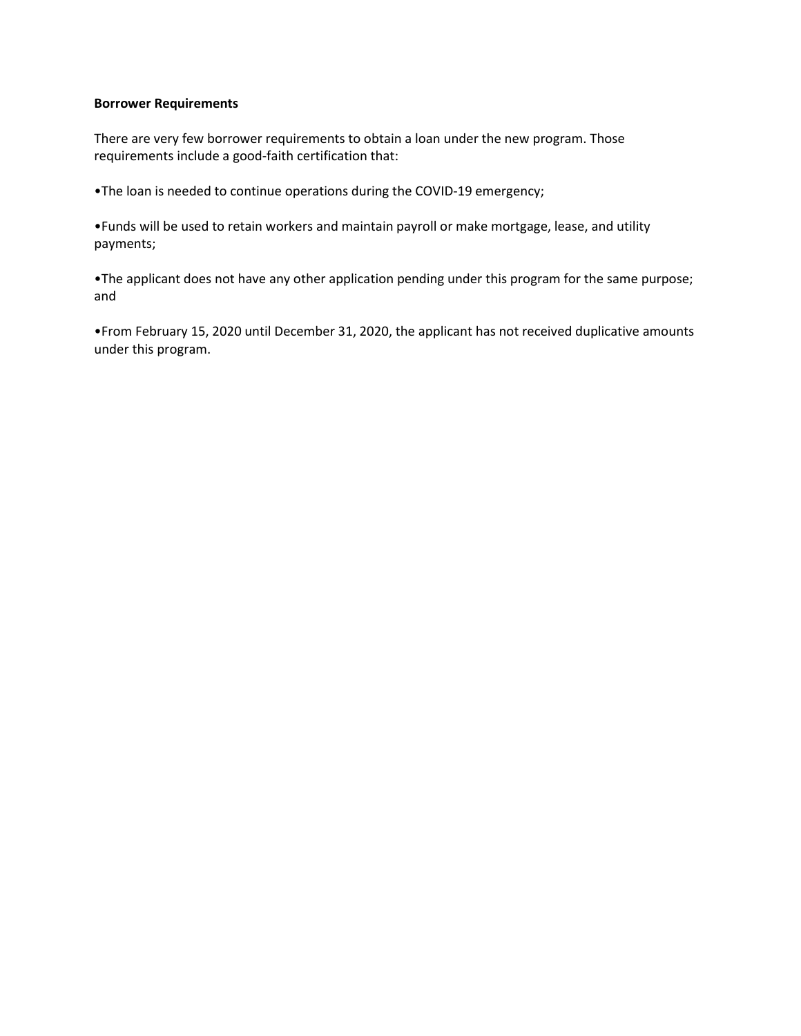**Borrower Requirements**

There are very few borrower requirements to obtain a loan under the new program. Those requirements include a good-faith certification that:

- The loan is needed to continue operations during the COVID-19 emergency;

- Funds will be used to retain workers and maintain payroll or make mortgage, lease, and utility payments;

- The applicant does not have any other application pending under this program for the same purpose; and

- From February 15, 2020 until December 31, 2020, the applicant has not received duplicative amounts under this program.